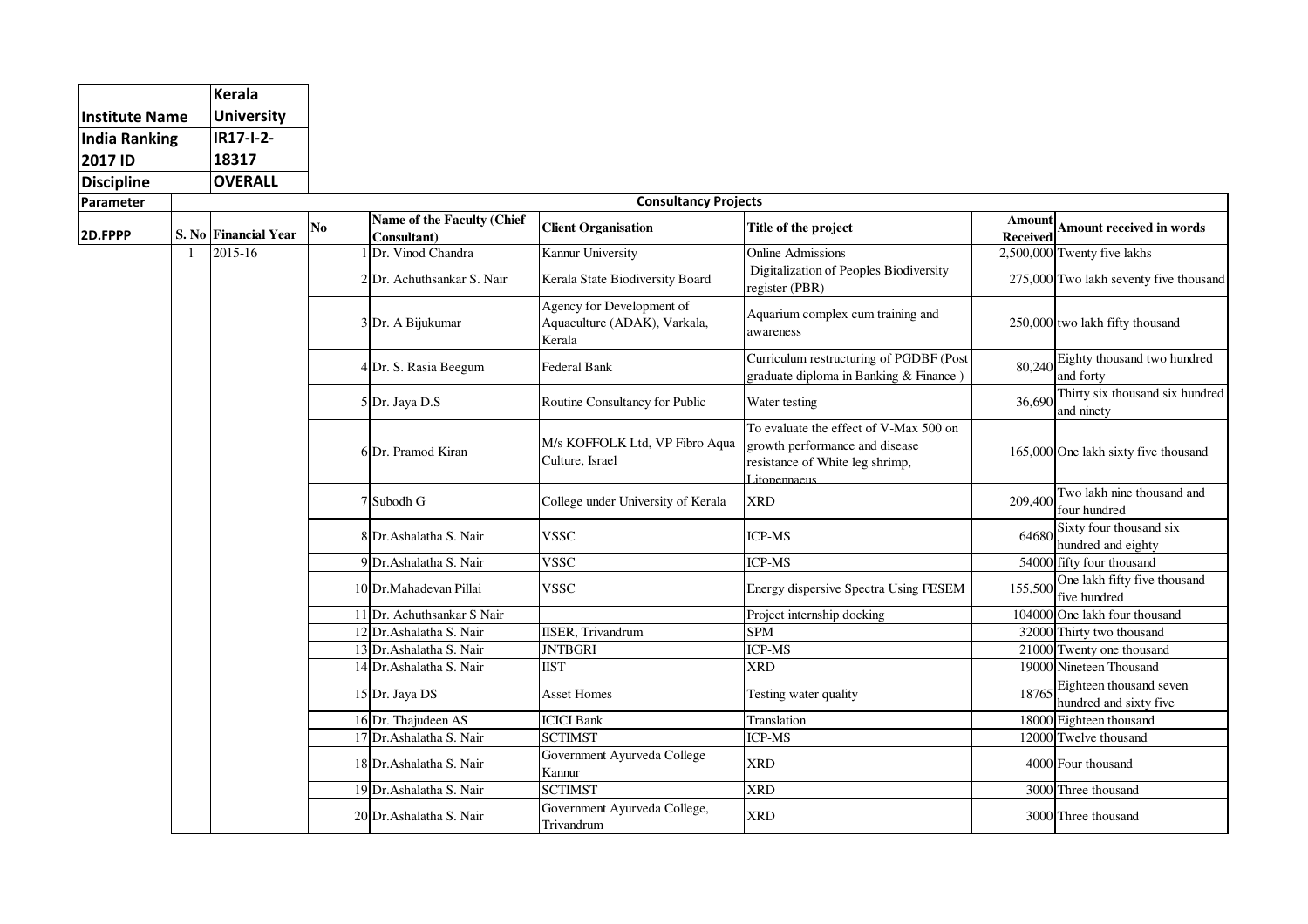| Institute Name | Kerala University |
|---|---|
| India Ranking 2017 ID | IR17-I-2-18317 |
| Discipline | OVERALL |

| Parameter | Consultancy Projects | | | | | | | |
|---|---|---|---|---|---|---|---|---|
| 2D.FPPP | S. No | Financial Year | No | Name of the Faculty (Chief Consultant) | Client Organisation | Title of the project | Amount Received | Amount received in words |
| | 1 | 2015-16 | 1 | Dr. Vinod Chandra | Kannur University | Online Admissions | 2,500,000 | Twenty five lakhs |
| | | | 2 | Dr. Achuthsankar S. Nair | Kerala State Biodiversity Board | Digitalization of Peoples Biodiversity register (PBR) | 275,000 | Two lakh seventy five thousand |
| | | | 3 | Dr. A Bijukumar | Agency for Development of Aquaculture (ADAK), Varkala, Kerala | Aquarium complex cum training and awareness | 250,000 | two lakh fifty thousand |
| | | | 4 | Dr. S. Rasia Beegum | Federal Bank | Curriculum restructuring of PGDBF (Post graduate diploma in Banking & Finance ) | 80,240 | Eighty thousand two hundred and forty |
| | | | 5 | Dr. Jaya D.S | Routine Consultancy for Public | Water testing | 36,690 | Thirty six thousand six hundred and ninety |
| | | | 6 | Dr. Pramod Kiran | M/s KOFFOLK Ltd, VP Fibro Aqua Culture, Israel | To evaluate the effect of V-Max 500 on growth performance and disease resistance of White leg shrimp, Litopennaeus | 165,000 | One lakh sixty five thousand |
| | | | 7 | Subodh G | College under University of Kerala | XRD | 209,400 | Two lakh nine thousand and four hundred |
| | | | 8 | Dr.Ashalatha S. Nair | VSSC | ICP-MS | 64680 | Sixty four thousand six hundred and eighty |
| | | | 9 | Dr.Ashalatha S. Nair | VSSC | ICP-MS | 54000 | fifty four thousand |
| | | | 10 | Dr.Mahadevan Pillai | VSSC | Energy dispersive Spectra Using FESEM | 155,500 | One lakh fifty five thousand five hundred |
| | | | 11 | Dr. Achuthsankar S Nair | | Project internship docking | 104000 | One lakh four thousand |
| | | | 12 | Dr.Ashalatha S. Nair | IISER, Trivandrum | SPM | 32000 | Thirty two thousand |
| | | | 13 | Dr.Ashalatha S. Nair | JNTBGRI | ICP-MS | 21000 | Twenty one thousand |
| | | | 14 | Dr.Ashalatha S. Nair | IIST | XRD | 19000 | Nineteen Thousand |
| | | | 15 | Dr. Jaya DS | Asset Homes | Testing water quality | 18765 | Eighteen thousand seven hundred and sixty five |
| | | | 16 | Dr. Thajudeen AS | ICICI Bank | Translation | 18000 | Eighteen thousand |
| | | | 17 | Dr.Ashalatha S. Nair | SCTIMST | ICP-MS | 12000 | Twelve thousand |
| | | | 18 | Dr.Ashalatha S. Nair | Government Ayurveda College Kannur | XRD | 4000 | Four thousand |
| | | | 19 | Dr.Ashalatha S. Nair | SCTIMST | XRD | 3000 | Three thousand |
| | | | 20 | Dr.Ashalatha S. Nair | Government Ayurveda College, Trivandrum | XRD | 3000 | Three thousand |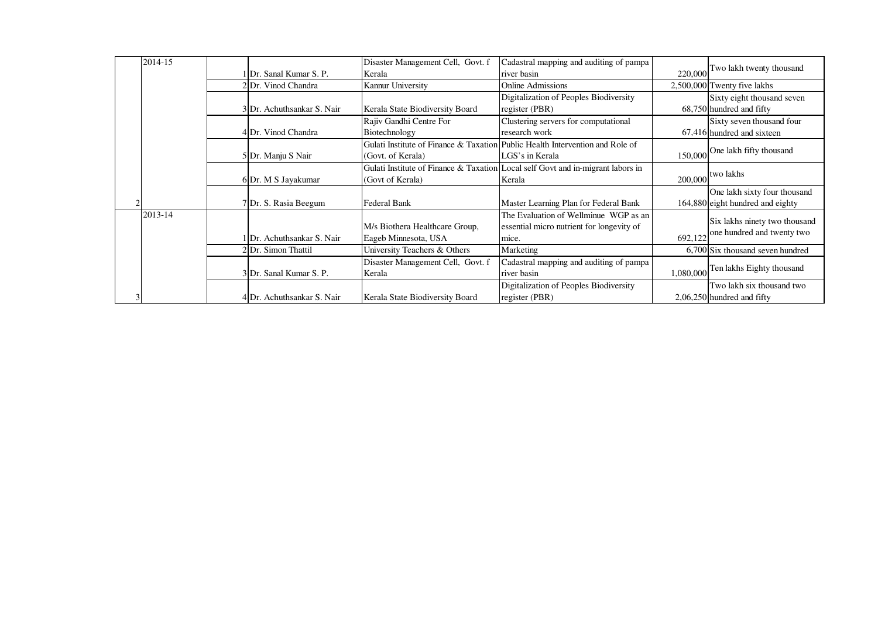| | | | | | | |
|---|---|---|---|---|---|---|
| | 2014-15 | 1 | Dr. Sanal Kumar S. P. | Disaster Management Cell, Govt. f Kerala | Cadastral mapping and auditing of pampa river basin | 220,000 | Two lakh twenty thousand |
| | | 2 | Dr. Vinod Chandra | Kannur University | Online Admissions | 2,500,000 | Twenty five lakhs |
| | | 3 | Dr. Achuthsankar S. Nair | Kerala State Biodiversity Board | Digitalization of Peoples Biodiversity register (PBR) | 68,750 | Sixty eight thousand seven hundred and fifty |
| | | 4 | Dr. Vinod Chandra | Rajiv Gandhi Centre For Biotechnology | Clustering servers for computational research work | 67,416 | Sixty seven thousand four hundred and sixteen |
| | | 5 | Dr. Manju S Nair | Gulati Institute of Finance & Taxation (Govt. of Kerala) | Public Health Intervention and Role of LGS's in Kerala | 150,000 | One lakh fifty thousand |
| | | 6 | Dr. M S Jayakumar | Gulati Institute of Finance & Taxation (Govt of Kerala) | Local self Govt and in-migrant labors in Kerala | 200,000 | two lakhs |
| 2 | | 7 | Dr. S. Rasia Beegum | Federal Bank | Master Learning Plan for Federal Bank | 164,880 | One lakh sixty four thousand eight hundred and eighty |
| | 2013-14 | 1 | Dr. Achuthsankar S. Nair | M/s Biothera Healthcare Group, Eageb Minnesota, USA | The Evaluation of Wellminue WGP as an essential micro nutrient for longevity of mice. | 692,122 | Six lakhs ninety two thousand one hundred and twenty two |
| | | 2 | Dr. Simon Thattil | University Teachers & Others | Marketing | 6,700 | Six thousand seven hundred |
| | | 3 | Dr. Sanal Kumar S. P. | Disaster Management Cell, Govt. f Kerala | Cadastral mapping and auditing of pampa river basin | 1,080,000 | Ten lakhs Eighty thousand |
| 3 | | 4 | Dr. Achuthsankar S. Nair | Kerala State Biodiversity Board | Digitalization of Peoples Biodiversity register (PBR) | 2,06,250 | Two lakh six thousand two hundred and fifty |